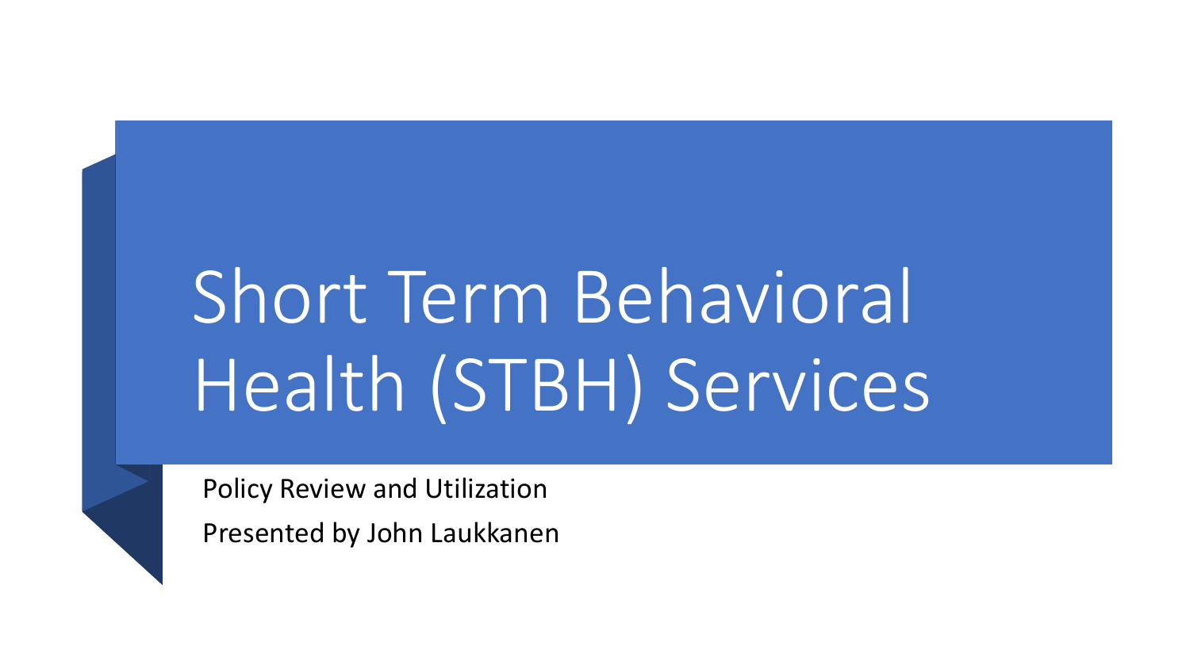# Short Term Behavioral Health (STBH) Services

Policy Review and Utilization

Presented by John Laukkanen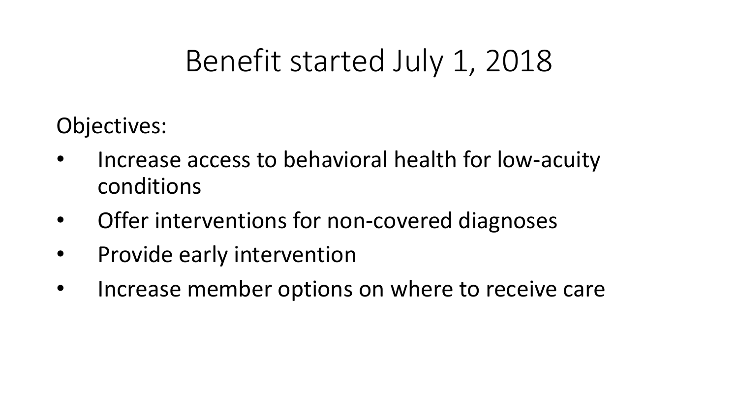# Benefit started July 1, 2018

Objectives:

- Increase access to behavioral health for low-acuity conditions
- Offer interventions for non-covered diagnoses
- Provide early intervention
- Increase member options on where to receive care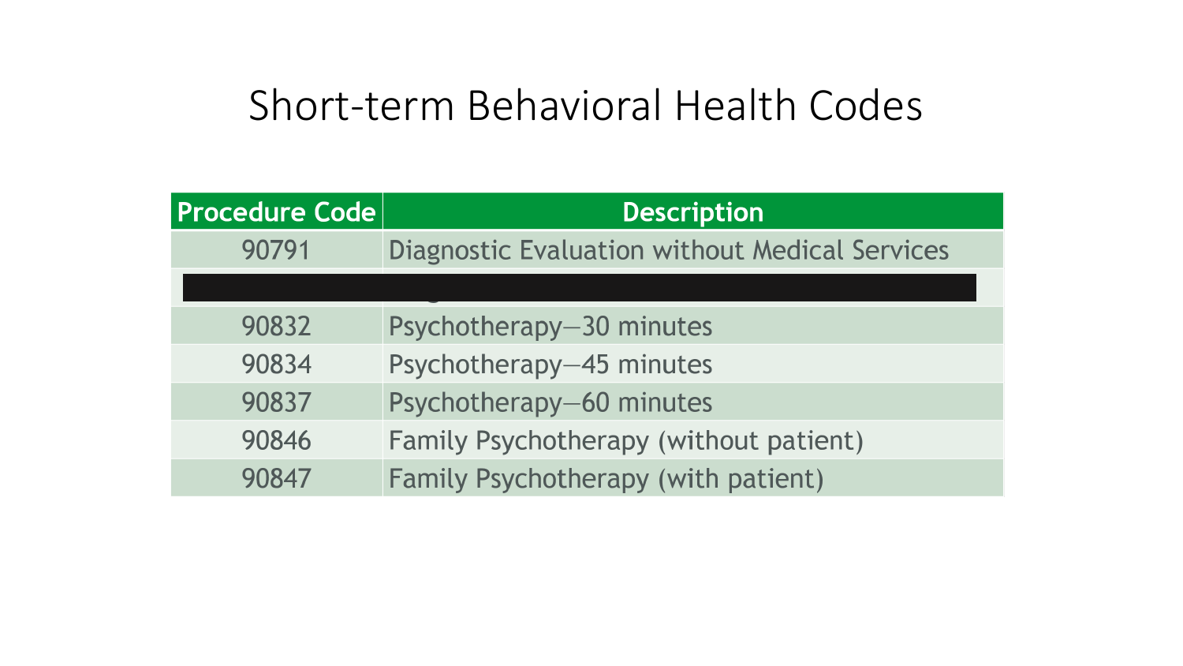# Short-term Behavioral Health Codes

| Procedure Code | Description |
| --- | --- |
| 90791 | Diagnostic Evaluation without Medical Services |
| | |
| 90832 | Psychotherapy—30 minutes |
| 90834 | Psychotherapy—45 minutes |
| 90837 | Psychotherapy—60 minutes |
| 90846 | Family Psychotherapy (without patient) |
| 90847 | Family Psychotherapy (with patient) |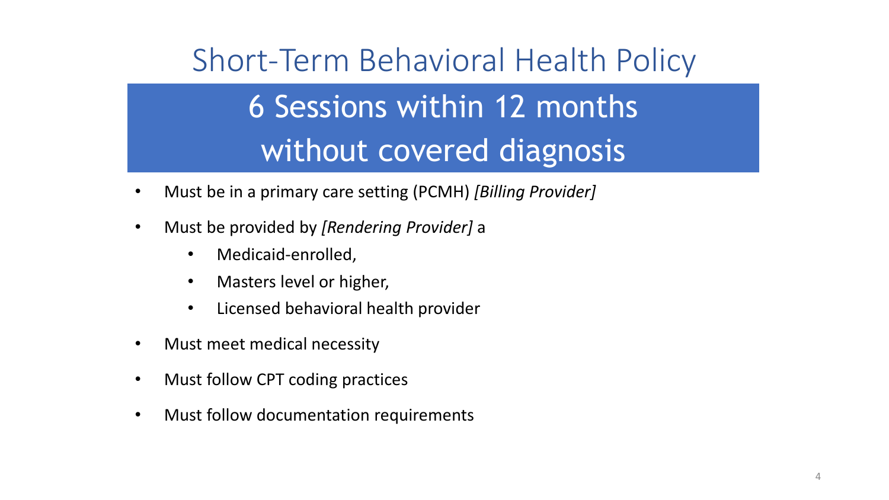# Short-Term Behavioral Health Policy

## 6 Sessions within 12 months without covered diagnosis

- Must be in a primary care setting (PCMH) *[Billing Provider]*
- Must be provided by *[Rendering Provider]* a
  - Medicaid-enrolled,
  - Masters level or higher,
  - Licensed behavioral health provider
- Must meet medical necessity
- Must follow CPT coding practices
- Must follow documentation requirements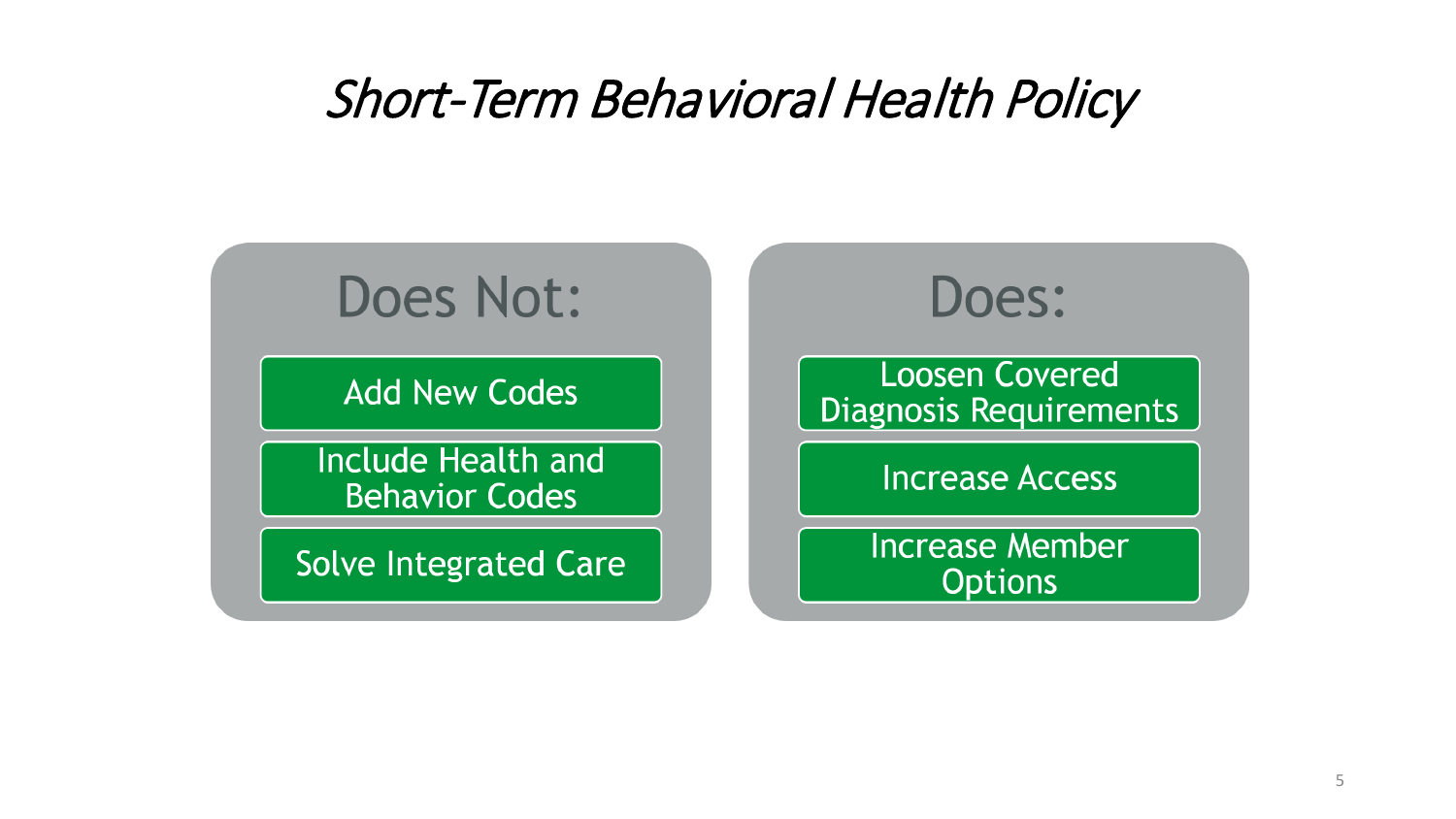# *Short-Term Behavioral Health Policy*

## Does Not:

- Add New Codes
- Include Health and Behavior Codes
- Solve Integrated Care

## Does:

- Loosen Covered Diagnosis Requirements
- Increase Access
- Increase Member Options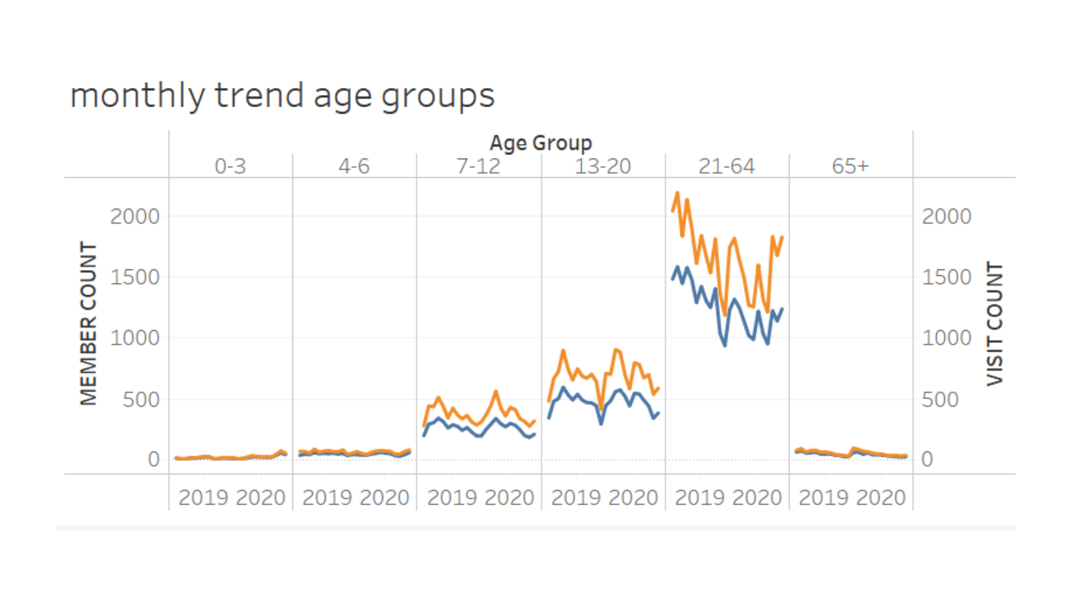# monthly trend age groups

Age Group

0-3 | 4-6 | 7-12 | 13-20 | 21-64 | 65+

MEMBER COUNT: 0, 500, 1000, 1500, 2000

VISIT COUNT: 0, 500, 1000, 1500, 2000

2019 2020 | 2019 2020 | 2019 2020 | 2019 2020 | 2019 2020 | 2019 2020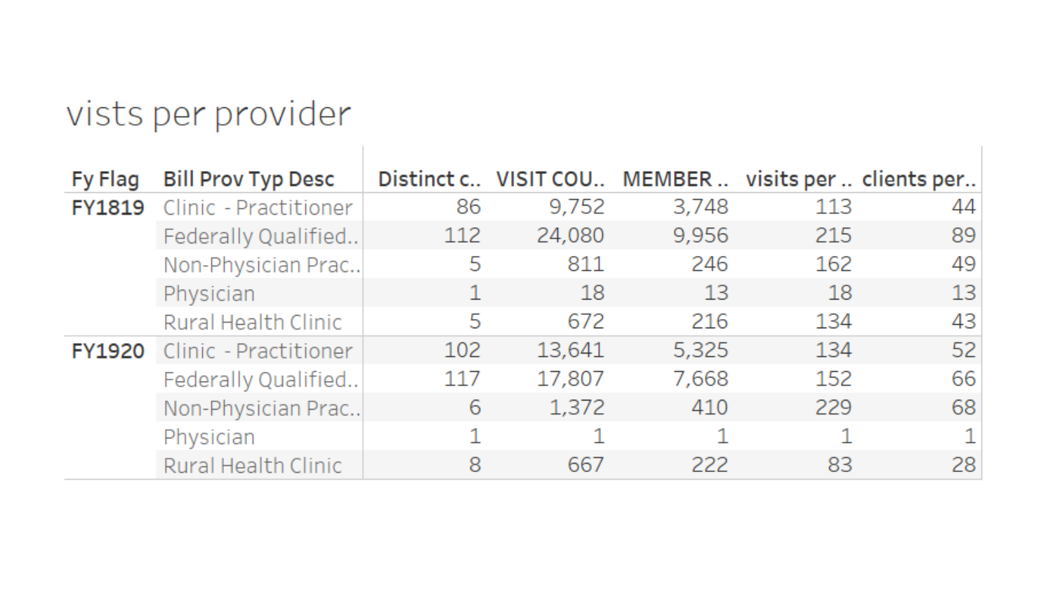# vists per provider

| Fy Flag | Bill Prov Typ Desc | Distinct c.. | VISIT COU.. | MEMBER .. | visits per .. | clients per.. |
|---|---|---|---|---|---|---|
| FY1819 | Clinic - Practitioner | 86 | 9,752 | 3,748 | 113 | 44 |
| | Federally Qualified.. | 112 | 24,080 | 9,956 | 215 | 89 |
| | Non-Physician Prac.. | 5 | 811 | 246 | 162 | 49 |
| | Physician | 1 | 18 | 13 | 18 | 13 |
| | Rural Health Clinic | 5 | 672 | 216 | 134 | 43 |
| FY1920 | Clinic - Practitioner | 102 | 13,641 | 5,325 | 134 | 52 |
| | Federally Qualified.. | 117 | 17,807 | 7,668 | 152 | 66 |
| | Non-Physician Prac.. | 6 | 1,372 | 410 | 229 | 68 |
| | Physician | 1 | 1 | 1 | 1 | 1 |
| | Rural Health Clinic | 8 | 667 | 222 | 83 | 28 |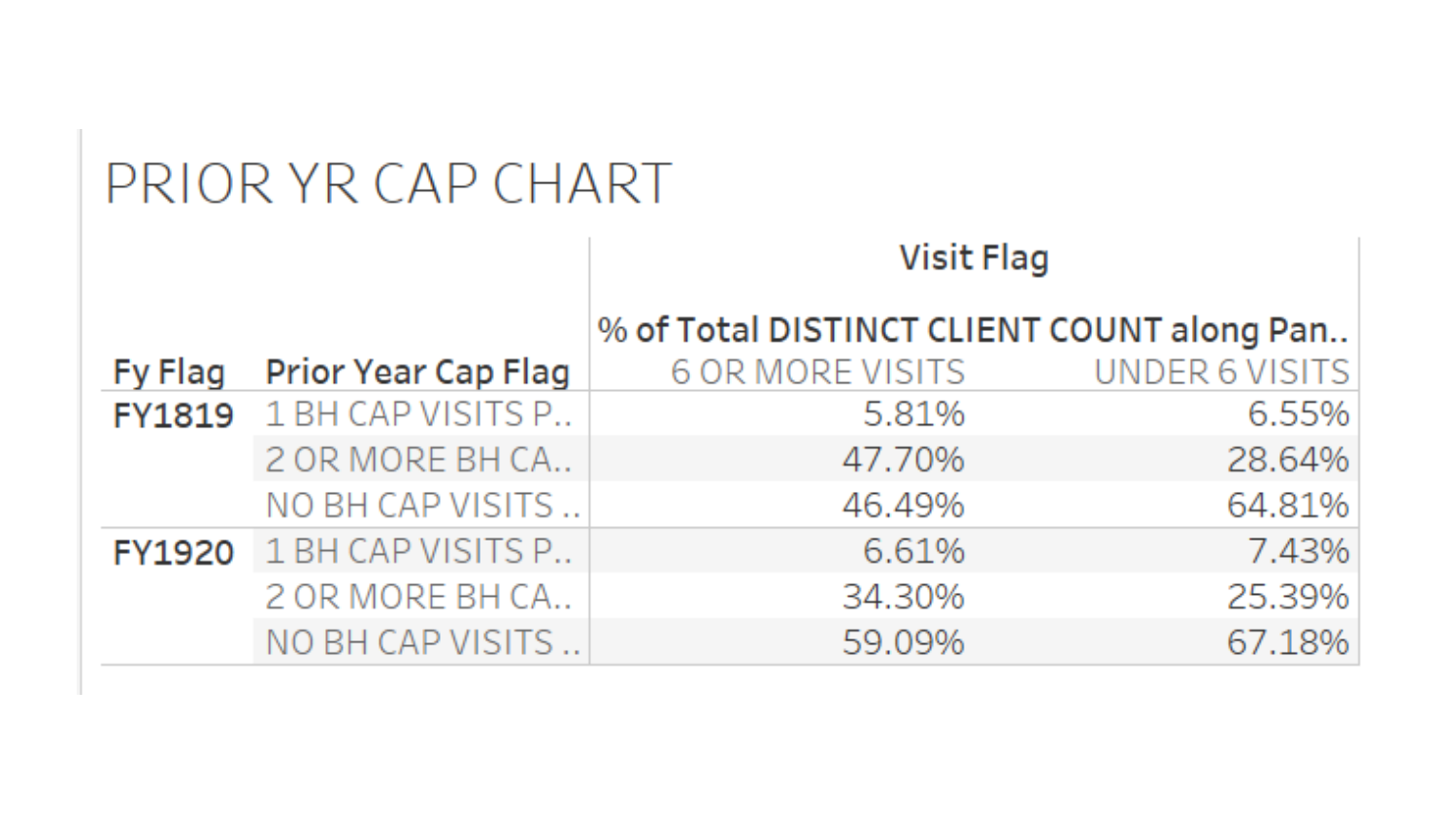# PRIOR YR CAP CHART

| Fy Flag | Prior Year Cap Flag | Visit Flag | |
|---|---|---|---|
| | | % of Total DISTINCT CLIENT COUNT along Pan.. | |
| | | 6 OR MORE VISITS | UNDER 6 VISITS |
| FY1819 | 1 BH CAP VISITS P.. | 5.81% | 6.55% |
| | 2 OR MORE BH CA.. | 47.70% | 28.64% |
| | NO BH CAP VISITS .. | 46.49% | 64.81% |
| FY1920 | 1 BH CAP VISITS P.. | 6.61% | 7.43% |
| | 2 OR MORE BH CA.. | 34.30% | 25.39% |
| | NO BH CAP VISITS .. | 59.09% | 67.18% |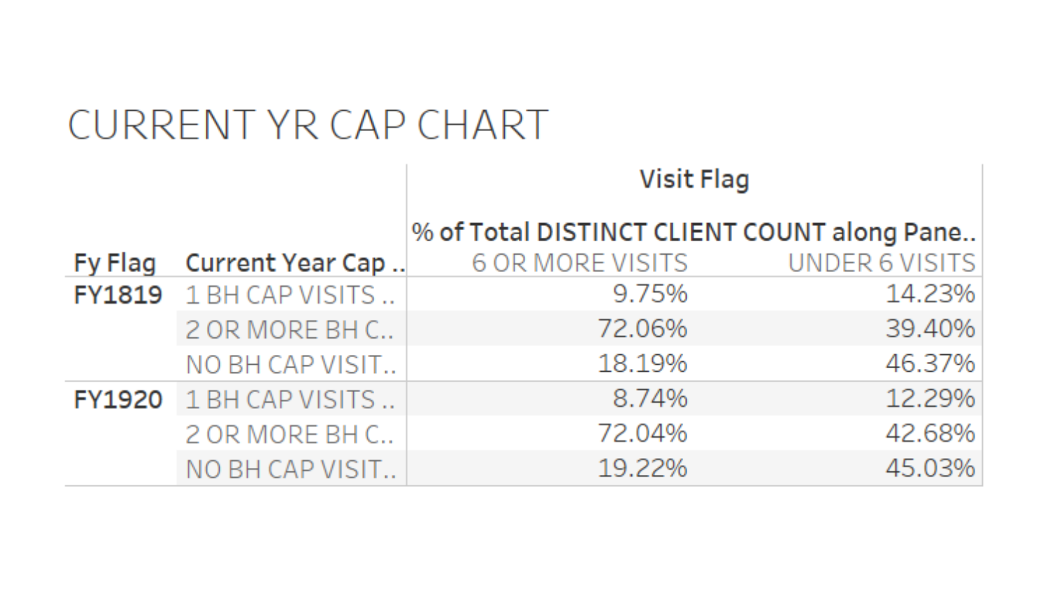# CURRENT YR CAP CHART

| | | Visit Flag | |
|---|---|---|---|
| | | % of Total DISTINCT CLIENT COUNT along Pane.. | |
| Fy Flag | Current Year Cap .. | 6 OR MORE VISITS | UNDER 6 VISITS |
| FY1819 | 1 BH CAP VISITS .. | 9.75% | 14.23% |
| | 2 OR MORE BH C.. | 72.06% | 39.40% |
| | NO BH CAP VISIT.. | 18.19% | 46.37% |
| FY1920 | 1 BH CAP VISITS .. | 8.74% | 12.29% |
| | 2 OR MORE BH C.. | 72.04% | 42.68% |
| | NO BH CAP VISIT.. | 19.22% | 45.03% |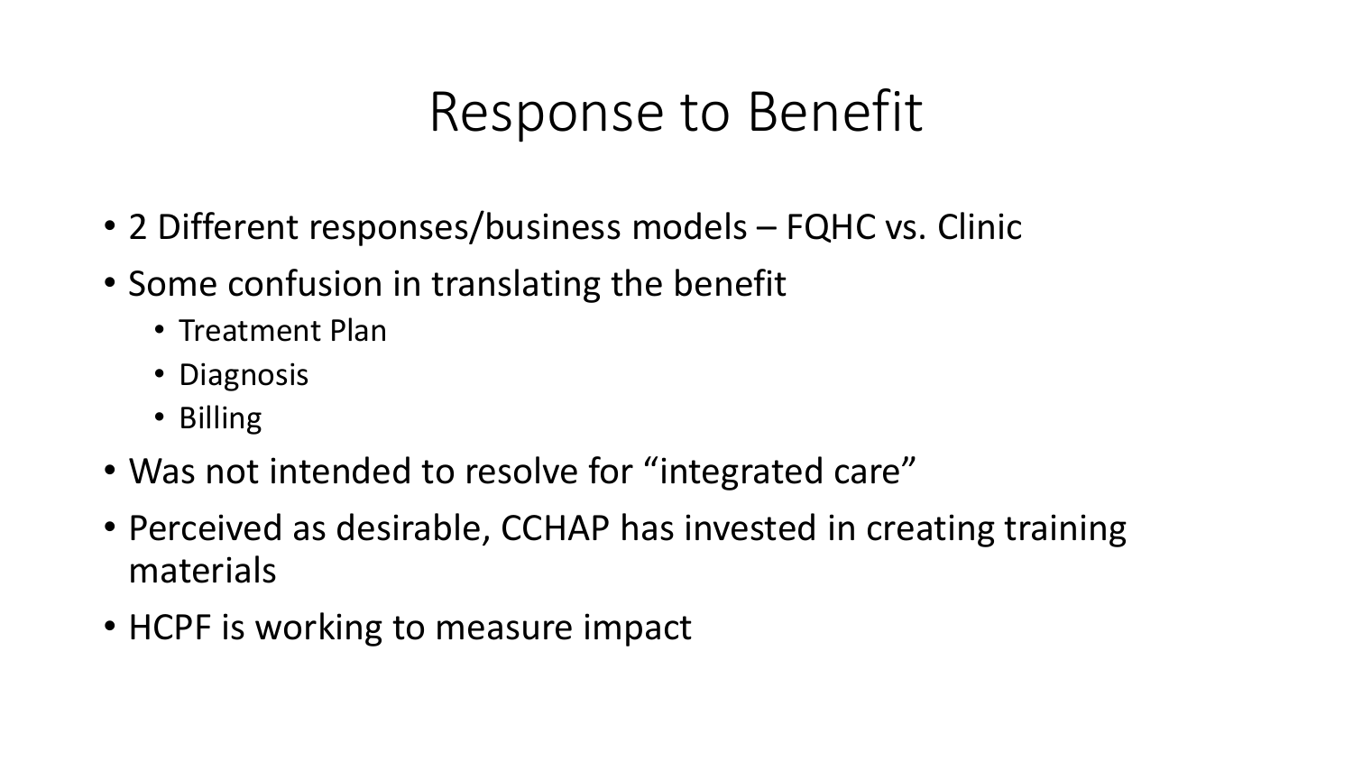# Response to Benefit

- 2 Different responses/business models – FQHC vs. Clinic
- Some confusion in translating the benefit
  - Treatment Plan
  - Diagnosis
  - Billing
- Was not intended to resolve for "integrated care"
- Perceived as desirable, CCHAP has invested in creating training materials
- HCPF is working to measure impact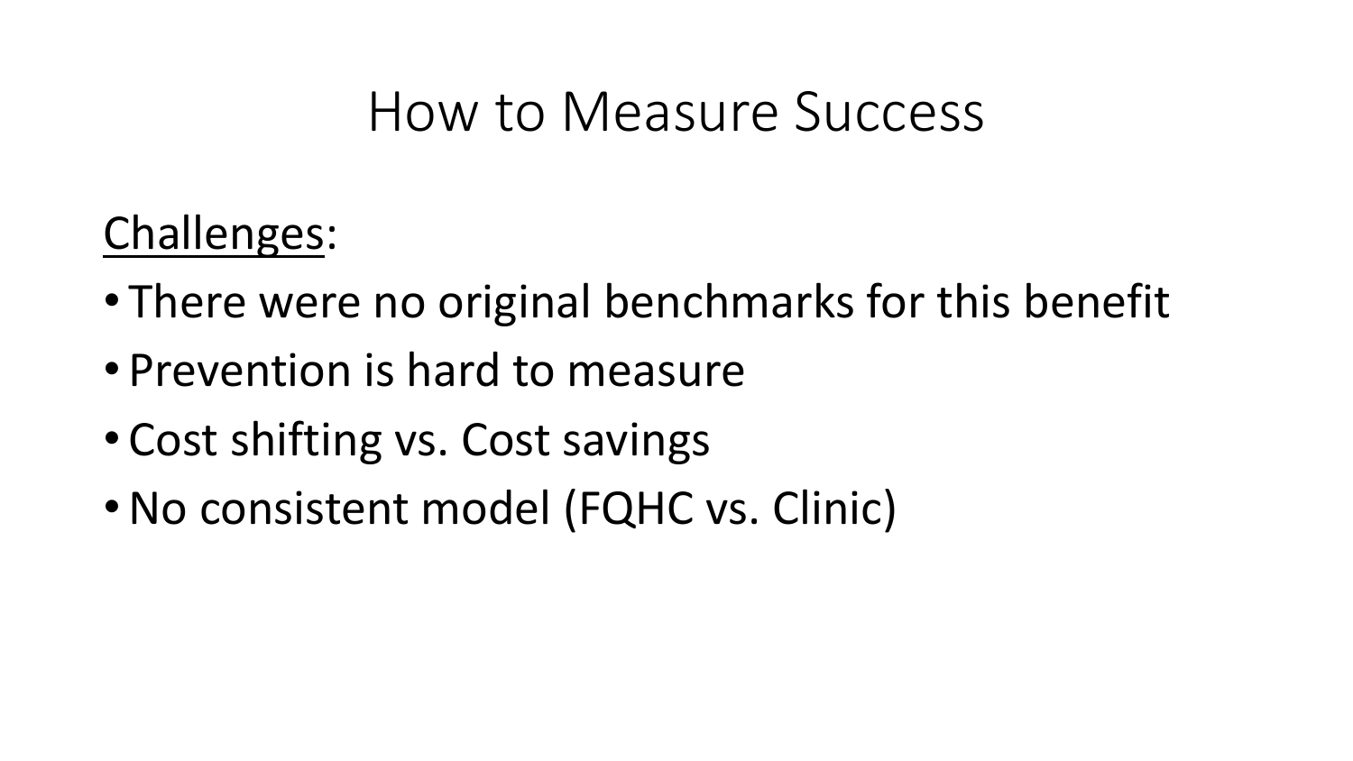# How to Measure Success

<u>Challenges</u>:

- There were no original benchmarks for this benefit
- Prevention is hard to measure
- Cost shifting vs. Cost savings
- No consistent model (FQHC vs. Clinic)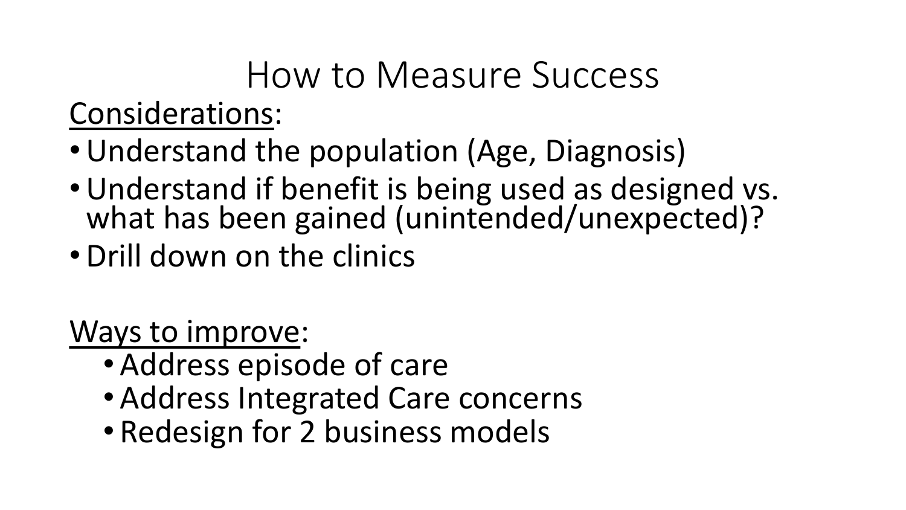# How to Measure Success

Considerations:

- Understand the population (Age, Diagnosis)
- Understand if benefit is being used as designed vs. what has been gained (unintended/unexpected)?
- Drill down on the clinics

Ways to improve:

- Address episode of care
- Address Integrated Care concerns
- Redesign for 2 business models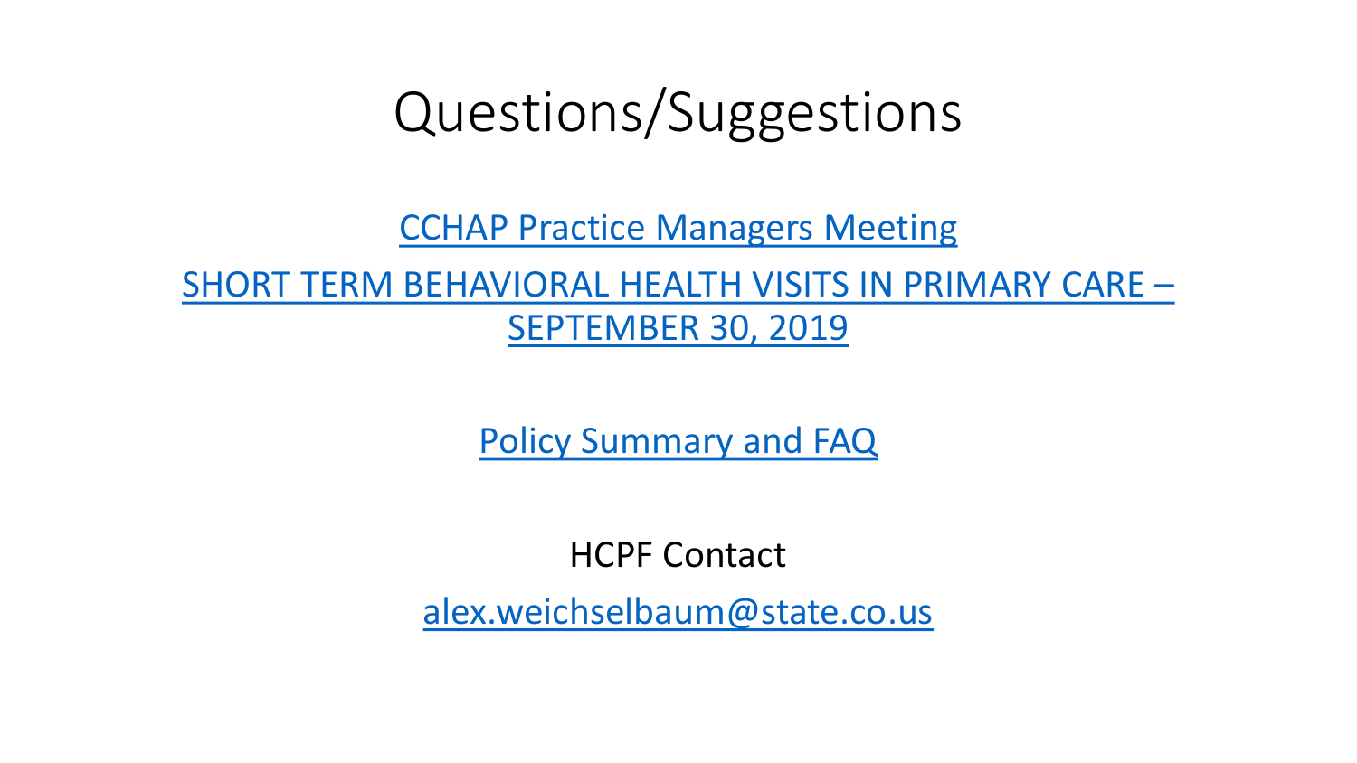# Questions/Suggestions

CCHAP Practice Managers Meeting

SHORT TERM BEHAVIORAL HEALTH VISITS IN PRIMARY CARE – SEPTEMBER 30, 2019

Policy Summary and FAQ

HCPF Contact

alex.weichselbaum@state.co.us